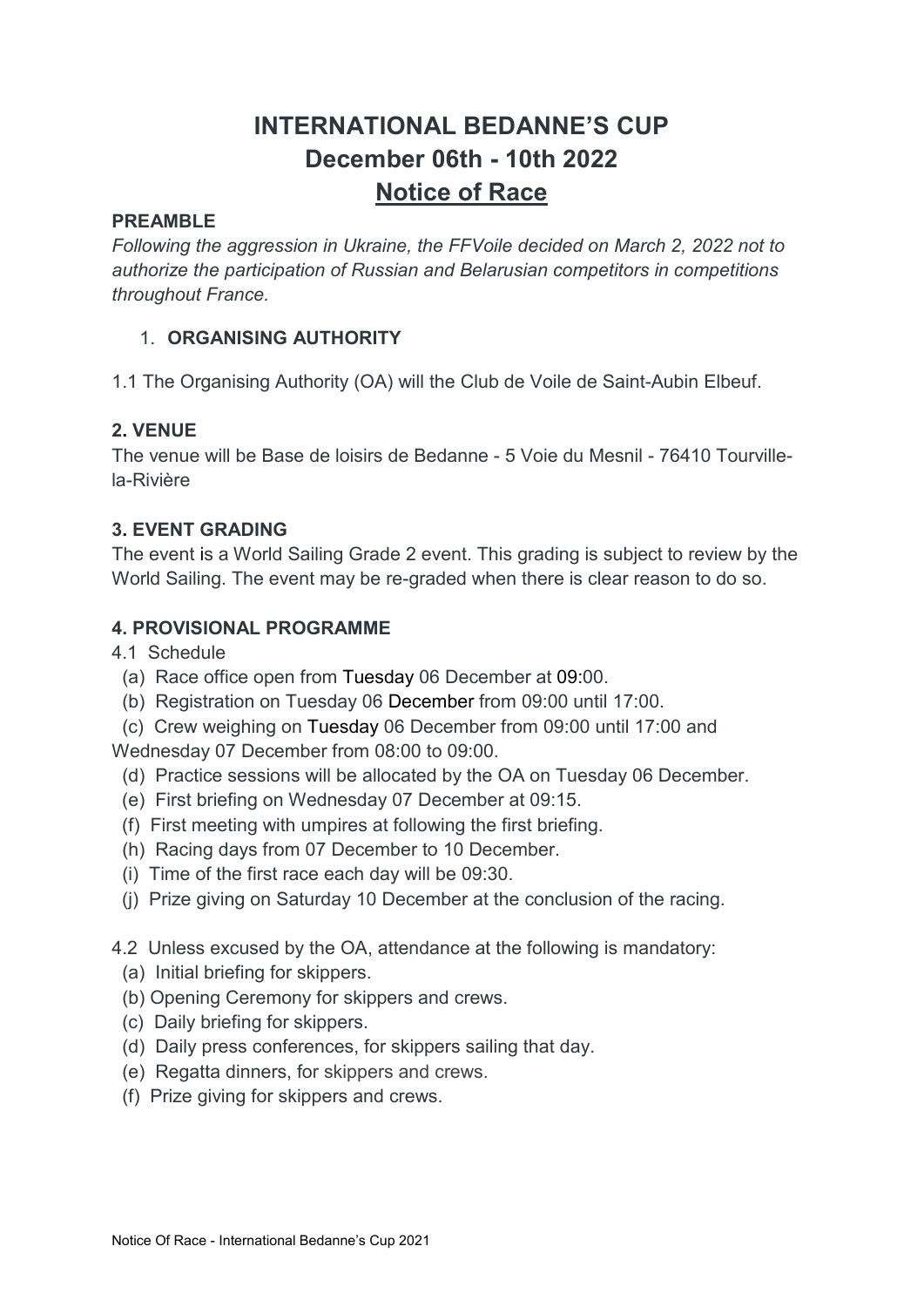# INTERNATIONAL BEDANNE'S CUP
# December 06th - 10th 2022
# Notice of Race

**PREAMBLE**

*Following the aggression in Ukraine, the FFVoile decided on March 2, 2022 not to authorize the participation of Russian and Belarusian competitors in competitions throughout France.*

1. **ORGANISING AUTHORITY**

1.1 The Organising Authority (OA) will the Club de Voile de Saint-Aubin Elbeuf.

**2. VENUE**

The venue will be Base de loisirs de Bedanne - 5 Voie du Mesnil - 76410 Tourville-la-Rivière

**3. EVENT GRADING**

The event is a World Sailing Grade 2 event. This grading is subject to review by the World Sailing. The event may be re-graded when there is clear reason to do so.

**4. PROVISIONAL PROGRAMME**

4.1 Schedule

(a) Race office open from Tuesday 06 December at 09:00.
(b) Registration on Tuesday 06 December from 09:00 until 17:00.
(c) Crew weighing on Tuesday 06 December from 09:00 until 17:00 and Wednesday 07 December from 08:00 to 09:00.
(d) Practice sessions will be allocated by the OA on Tuesday 06 December.
(e) First briefing on Wednesday 07 December at 09:15.
(f) First meeting with umpires at following the first briefing.
(h) Racing days from 07 December to 10 December.
(i) Time of the first race each day will be 09:30.
(j) Prize giving on Saturday 10 December at the conclusion of the racing.

4.2 Unless excused by the OA, attendance at the following is mandatory:

(a) Initial briefing for skippers.
(b) Opening Ceremony for skippers and crews.
(c) Daily briefing for skippers.
(d) Daily press conferences, for skippers sailing that day.
(e) Regatta dinners, for skippers and crews.
(f) Prize giving for skippers and crews.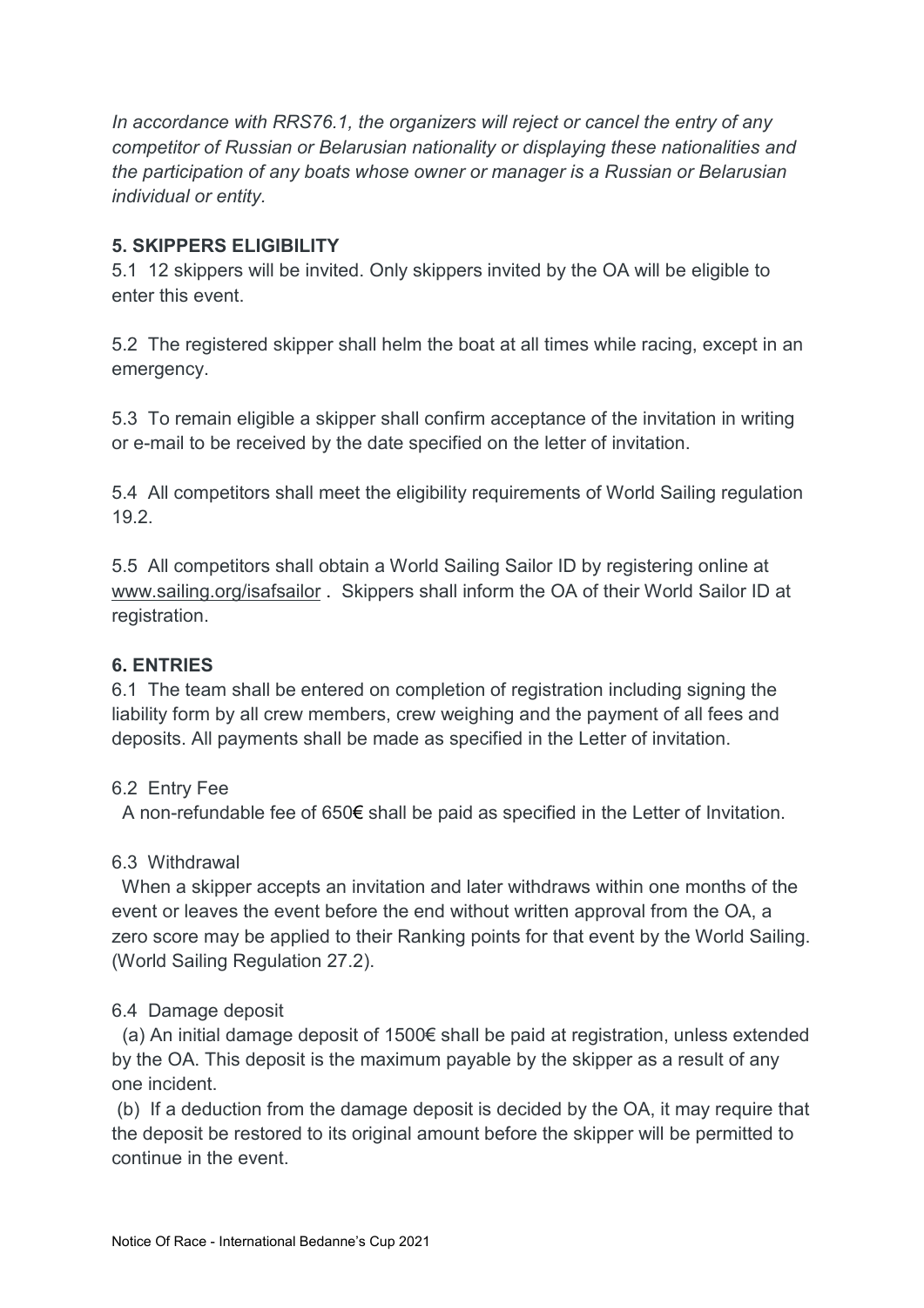*In accordance with RRS76.1, the organizers will reject or cancel the entry of any competitor of Russian or Belarusian nationality or displaying these nationalities and the participation of any boats whose owner or manager is a Russian or Belarusian individual or entity.*

## 5. SKIPPERS ELIGIBILITY

5.1 12 skippers will be invited. Only skippers invited by the OA will be eligible to enter this event.

5.2 The registered skipper shall helm the boat at all times while racing, except in an emergency.

5.3 To remain eligible a skipper shall confirm acceptance of the invitation in writing or e-mail to be received by the date specified on the letter of invitation.

5.4 All competitors shall meet the eligibility requirements of World Sailing regulation 19.2.

5.5 All competitors shall obtain a World Sailing Sailor ID by registering online at www.sailing.org/isafsailor . Skippers shall inform the OA of their World Sailor ID at registration.

## 6. ENTRIES

6.1 The team shall be entered on completion of registration including signing the liability form by all crew members, crew weighing and the payment of all fees and deposits. All payments shall be made as specified in the Letter of invitation.

6.2 Entry Fee

A non-refundable fee of 650€ shall be paid as specified in the Letter of Invitation.

6.3 Withdrawal

When a skipper accepts an invitation and later withdraws within one months of the event or leaves the event before the end without written approval from the OA, a zero score may be applied to their Ranking points for that event by the World Sailing. (World Sailing Regulation 27.2).

6.4 Damage deposit

(a) An initial damage deposit of 1500€ shall be paid at registration, unless extended by the OA. This deposit is the maximum payable by the skipper as a result of any one incident.

(b) If a deduction from the damage deposit is decided by the OA, it may require that the deposit be restored to its original amount before the skipper will be permitted to continue in the event.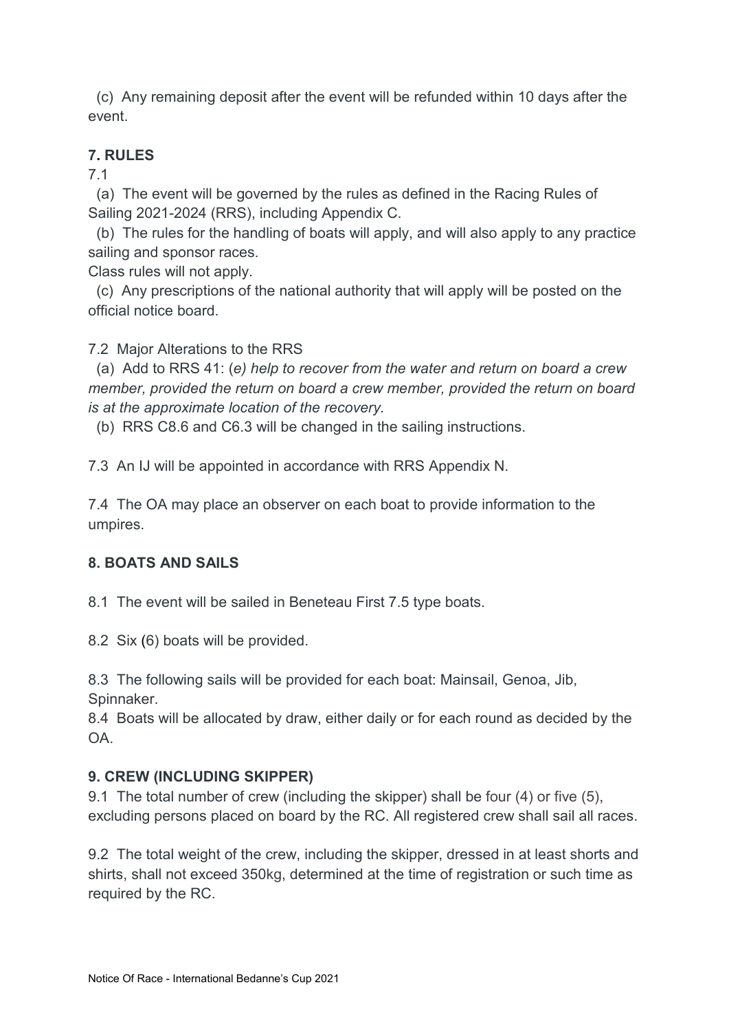(c) Any remaining deposit after the event will be refunded within 10 days after the event.

## 7. RULES

7.1

(a) The event will be governed by the rules as defined in the Racing Rules of Sailing 2021-2024 (RRS), including Appendix C.

(b) The rules for the handling of boats will apply, and will also apply to any practice sailing and sponsor races.

Class rules will not apply.

(c) Any prescriptions of the national authority that will apply will be posted on the official notice board.

7.2 Major Alterations to the RRS

(a) Add to RRS 41: (*e) help to recover from the water and return on board a crew member, provided the return on board a crew member, provided the return on board is at the approximate location of the recovery.*

(b) RRS C8.6 and C6.3 will be changed in the sailing instructions.

7.3 An IJ will be appointed in accordance with RRS Appendix N.

7.4 The OA may place an observer on each boat to provide information to the umpires.

## 8. BOATS AND SAILS

8.1 The event will be sailed in Beneteau First 7.5 type boats.

8.2 Six (6) boats will be provided.

8.3 The following sails will be provided for each boat: Mainsail, Genoa, Jib, Spinnaker.

8.4 Boats will be allocated by draw, either daily or for each round as decided by the OA.

## 9. CREW (INCLUDING SKIPPER)

9.1 The total number of crew (including the skipper) shall be four (4) or five (5), excluding persons placed on board by the RC. All registered crew shall sail all races.

9.2 The total weight of the crew, including the skipper, dressed in at least shorts and shirts, shall not exceed 350kg, determined at the time of registration or such time as required by the RC.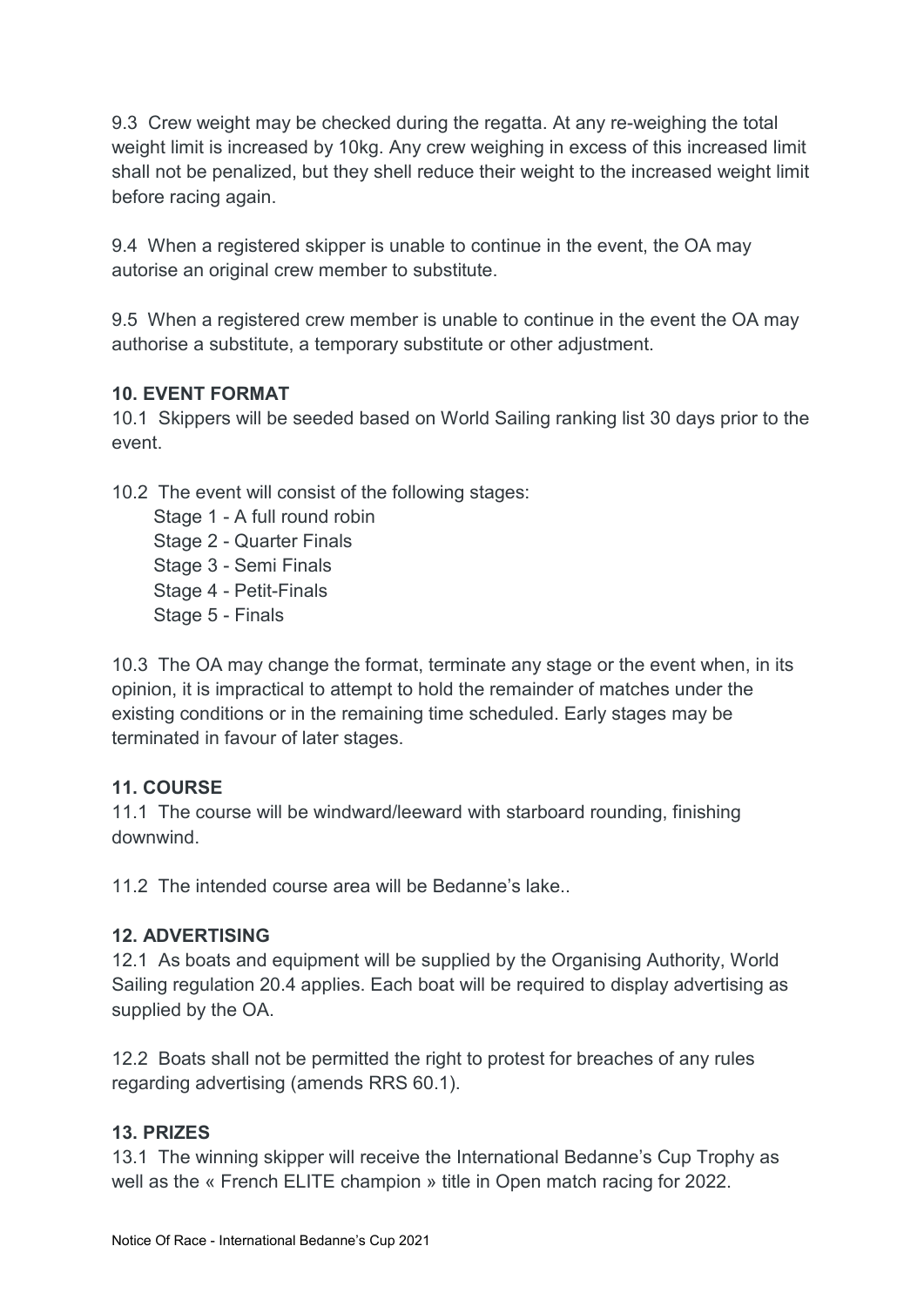9.3 Crew weight may be checked during the regatta. At any re-weighing the total weight limit is increased by 10kg. Any crew weighing in excess of this increased limit shall not be penalized, but they shell reduce their weight to the increased weight limit before racing again.

9.4 When a registered skipper is unable to continue in the event, the OA may autorise an original crew member to substitute.

9.5 When a registered crew member is unable to continue in the event the OA may authorise a substitute, a temporary substitute or other adjustment.

**10. EVENT FORMAT**

10.1 Skippers will be seeded based on World Sailing ranking list 30 days prior to the event.

10.2 The event will consist of the following stages:

- Stage 1 - A full round robin
- Stage 2 - Quarter Finals
- Stage 3 - Semi Finals
- Stage 4 - Petit-Finals
- Stage 5 - Finals

10.3 The OA may change the format, terminate any stage or the event when, in its opinion, it is impractical to attempt to hold the remainder of matches under the existing conditions or in the remaining time scheduled. Early stages may be terminated in favour of later stages.

**11. COURSE**

11.1 The course will be windward/leeward with starboard rounding, finishing downwind.

11.2 The intended course area will be Bedanne's lake..

**12. ADVERTISING**

12.1 As boats and equipment will be supplied by the Organising Authority, World Sailing regulation 20.4 applies. Each boat will be required to display advertising as supplied by the OA.

12.2 Boats shall not be permitted the right to protest for breaches of any rules regarding advertising (amends RRS 60.1).

**13. PRIZES**

13.1 The winning skipper will receive the International Bedanne's Cup Trophy as well as the « French ELITE champion » title in Open match racing for 2022.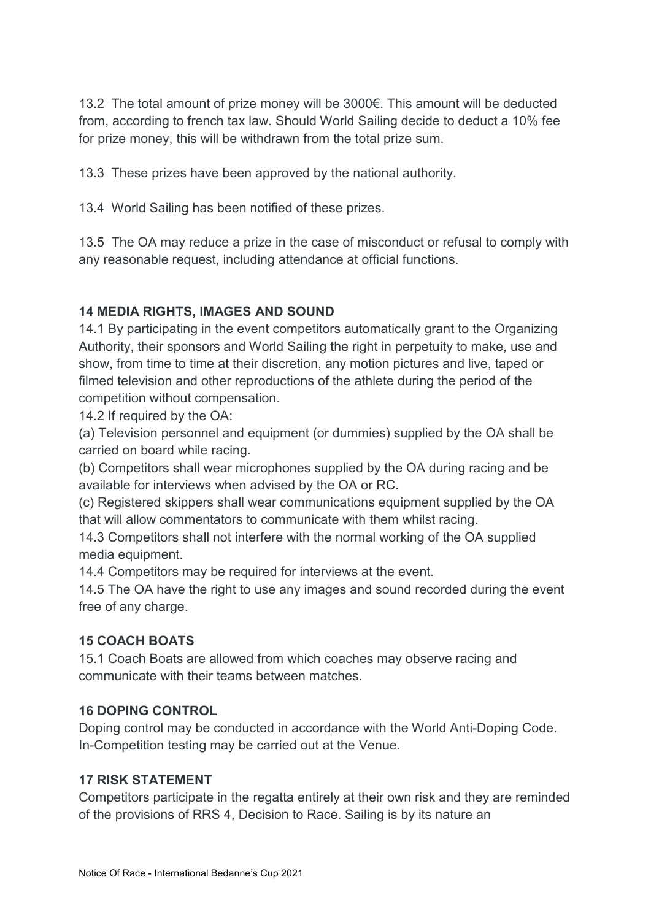13.2 The total amount of prize money will be 3000€. This amount will be deducted from, according to french tax law. Should World Sailing decide to deduct a 10% fee for prize money, this will be withdrawn from the total prize sum.

13.3 These prizes have been approved by the national authority.

13.4 World Sailing has been notified of these prizes.

13.5 The OA may reduce a prize in the case of misconduct or refusal to comply with any reasonable request, including attendance at official functions.

## 14 MEDIA RIGHTS, IMAGES AND SOUND

14.1 By participating in the event competitors automatically grant to the Organizing Authority, their sponsors and World Sailing the right in perpetuity to make, use and show, from time to time at their discretion, any motion pictures and live, taped or filmed television and other reproductions of the athlete during the period of the competition without compensation.

14.2 If required by the OA:

(a) Television personnel and equipment (or dummies) supplied by the OA shall be carried on board while racing.

(b) Competitors shall wear microphones supplied by the OA during racing and be available for interviews when advised by the OA or RC.

(c) Registered skippers shall wear communications equipment supplied by the OA that will allow commentators to communicate with them whilst racing.

14.3 Competitors shall not interfere with the normal working of the OA supplied media equipment.

14.4 Competitors may be required for interviews at the event.

14.5 The OA have the right to use any images and sound recorded during the event free of any charge.

## 15 COACH BOATS

15.1 Coach Boats are allowed from which coaches may observe racing and communicate with their teams between matches.

## 16 DOPING CONTROL

Doping control may be conducted in accordance with the World Anti-Doping Code. In-Competition testing may be carried out at the Venue.

## 17 RISK STATEMENT

Competitors participate in the regatta entirely at their own risk and they are reminded of the provisions of RRS 4, Decision to Race. Sailing is by its nature an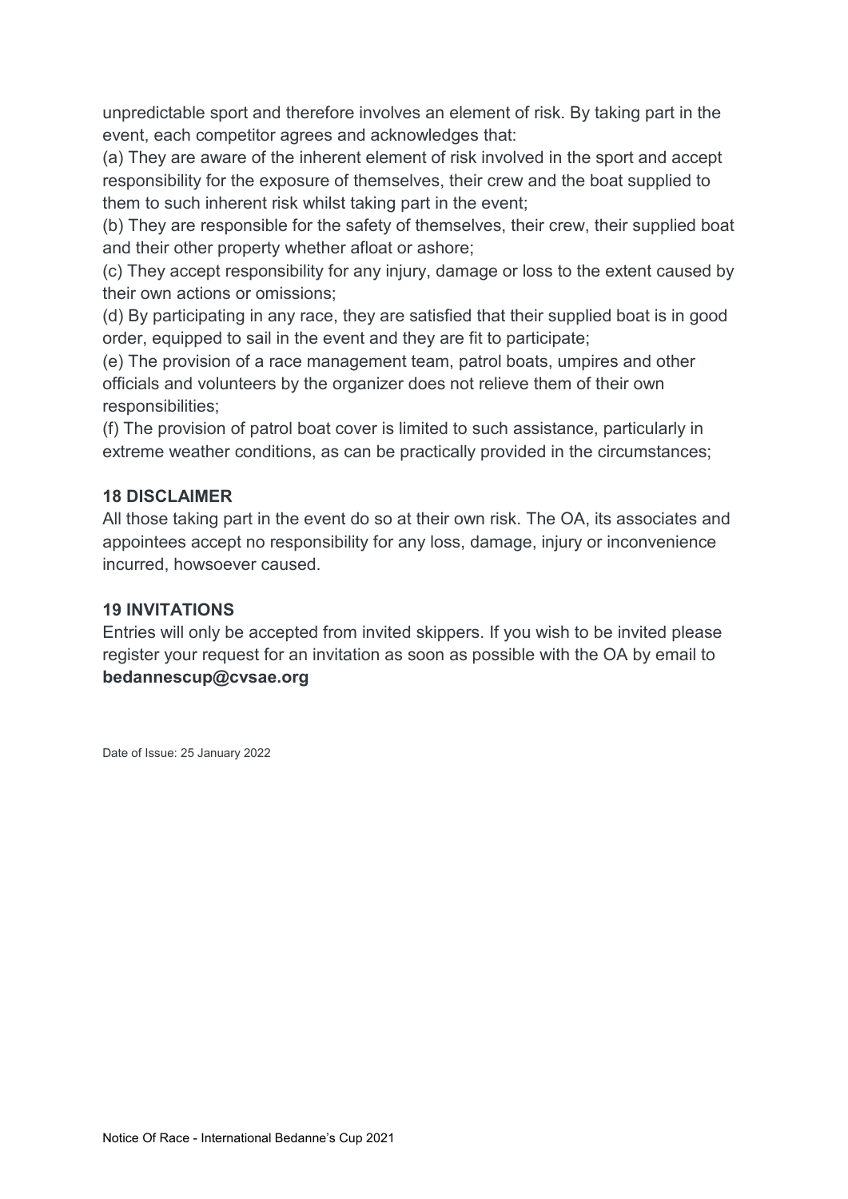unpredictable sport and therefore involves an element of risk. By taking part in the event, each competitor agrees and acknowledges that:

(a) They are aware of the inherent element of risk involved in the sport and accept responsibility for the exposure of themselves, their crew and the boat supplied to them to such inherent risk whilst taking part in the event;

(b) They are responsible for the safety of themselves, their crew, their supplied boat and their other property whether afloat or ashore;

(c) They accept responsibility for any injury, damage or loss to the extent caused by their own actions or omissions;

(d) By participating in any race, they are satisfied that their supplied boat is in good order, equipped to sail in the event and they are fit to participate;

(e) The provision of a race management team, patrol boats, umpires and other officials and volunteers by the organizer does not relieve them of their own responsibilities;

(f) The provision of patrol boat cover is limited to such assistance, particularly in extreme weather conditions, as can be practically provided in the circumstances;

**18 DISCLAIMER**

All those taking part in the event do so at their own risk. The OA, its associates and appointees accept no responsibility for any loss, damage, injury or inconvenience incurred, howsoever caused.

**19 INVITATIONS**

Entries will only be accepted from invited skippers. If you wish to be invited please register your request for an invitation as soon as possible with the OA by email to **bedannescup@cvsae.org**

Date of Issue: 25 January 2022